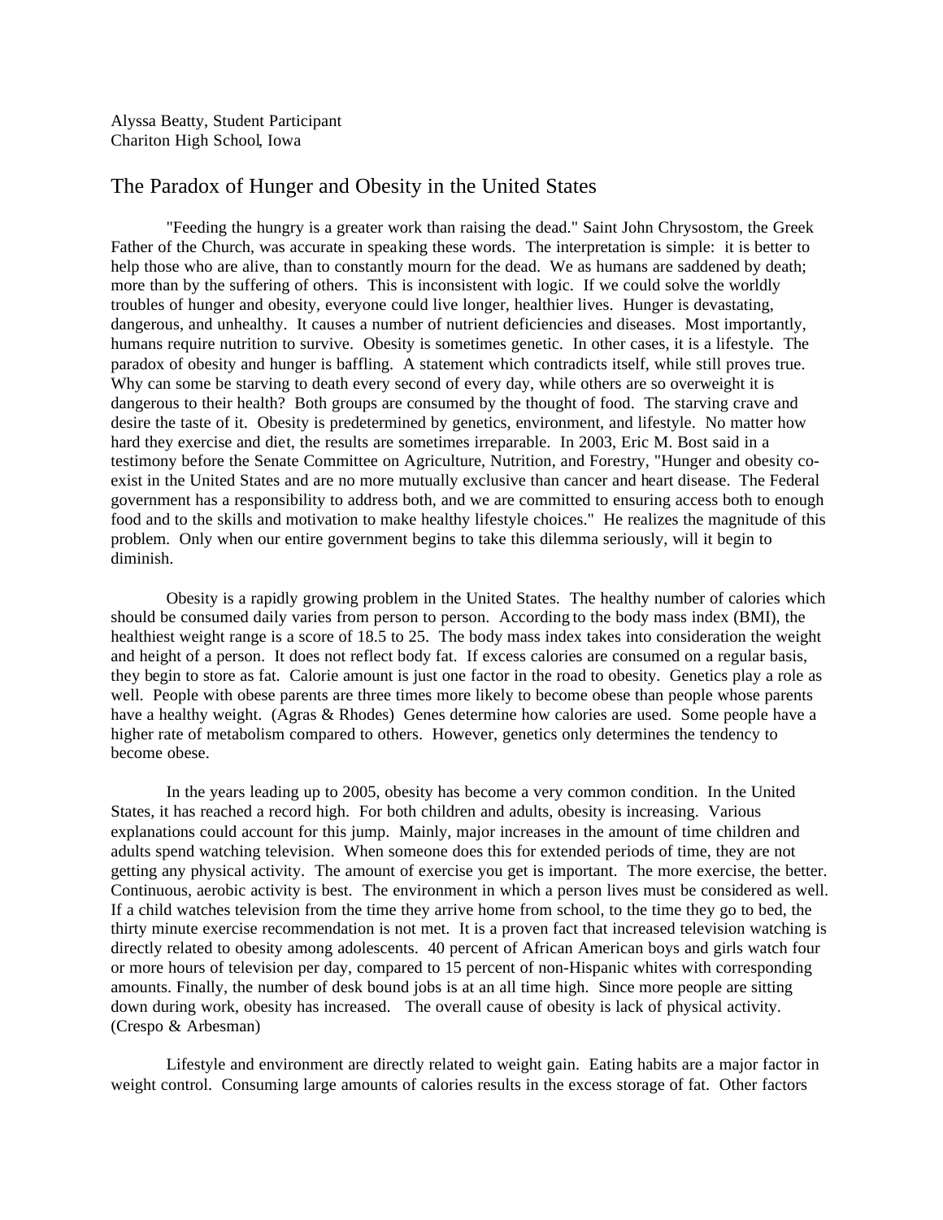Alyssa Beatty, Student Participant
Chariton High School, Iowa

# The Paradox of Hunger and Obesity in the United States

"Feeding the hungry is a greater work than raising the dead." Saint John Chrysostom, the Greek Father of the Church, was accurate in speaking these words. The interpretation is simple: it is better to help those who are alive, than to constantly mourn for the dead. We as humans are saddened by death; more than by the suffering of others. This is inconsistent with logic. If we could solve the worldly troubles of hunger and obesity, everyone could live longer, healthier lives. Hunger is devastating, dangerous, and unhealthy. It causes a number of nutrient deficiencies and diseases. Most importantly, humans require nutrition to survive. Obesity is sometimes genetic. In other cases, it is a lifestyle. The paradox of obesity and hunger is baffling. A statement which contradicts itself, while still proves true. Why can some be starving to death every second of every day, while others are so overweight it is dangerous to their health? Both groups are consumed by the thought of food. The starving crave and desire the taste of it. Obesity is predetermined by genetics, environment, and lifestyle. No matter how hard they exercise and diet, the results are sometimes irreparable. In 2003, Eric M. Bost said in a testimony before the Senate Committee on Agriculture, Nutrition, and Forestry, "Hunger and obesity co-exist in the United States and are no more mutually exclusive than cancer and heart disease. The Federal government has a responsibility to address both, and we are committed to ensuring access both to enough food and to the skills and motivation to make healthy lifestyle choices." He realizes the magnitude of this problem. Only when our entire government begins to take this dilemma seriously, will it begin to diminish.

Obesity is a rapidly growing problem in the United States. The healthy number of calories which should be consumed daily varies from person to person. According to the body mass index (BMI), the healthiest weight range is a score of 18.5 to 25. The body mass index takes into consideration the weight and height of a person. It does not reflect body fat. If excess calories are consumed on a regular basis, they begin to store as fat. Calorie amount is just one factor in the road to obesity. Genetics play a role as well. People with obese parents are three times more likely to become obese than people whose parents have a healthy weight. (Agras & Rhodes) Genes determine how calories are used. Some people have a higher rate of metabolism compared to others. However, genetics only determines the tendency to become obese.

In the years leading up to 2005, obesity has become a very common condition. In the United States, it has reached a record high. For both children and adults, obesity is increasing. Various explanations could account for this jump. Mainly, major increases in the amount of time children and adults spend watching television. When someone does this for extended periods of time, they are not getting any physical activity. The amount of exercise you get is important. The more exercise, the better. Continuous, aerobic activity is best. The environment in which a person lives must be considered as well. If a child watches television from the time they arrive home from school, to the time they go to bed, the thirty minute exercise recommendation is not met. It is a proven fact that increased television watching is directly related to obesity among adolescents. 40 percent of African American boys and girls watch four or more hours of television per day, compared to 15 percent of non-Hispanic whites with corresponding amounts. Finally, the number of desk bound jobs is at an all time high. Since more people are sitting down during work, obesity has increased. The overall cause of obesity is lack of physical activity. (Crespo & Arbesman)

Lifestyle and environment are directly related to weight gain. Eating habits are a major factor in weight control. Consuming large amounts of calories results in the excess storage of fat. Other factors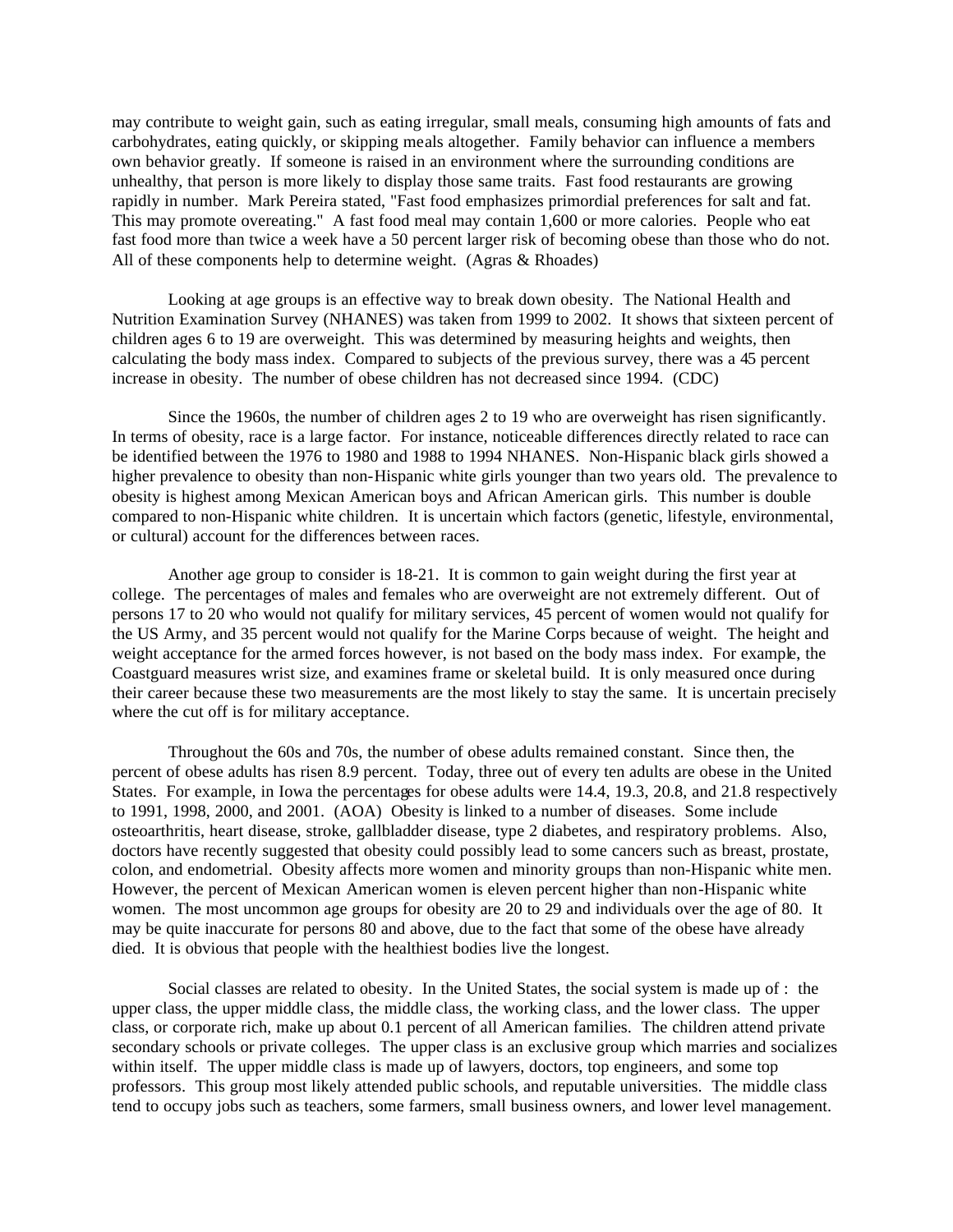may contribute to weight gain, such as eating irregular, small meals, consuming high amounts of fats and carbohydrates, eating quickly, or skipping meals altogether. Family behavior can influence a members own behavior greatly. If someone is raised in an environment where the surrounding conditions are unhealthy, that person is more likely to display those same traits. Fast food restaurants are growing rapidly in number. Mark Pereira stated, "Fast food emphasizes primordial preferences for salt and fat. This may promote overeating." A fast food meal may contain 1,600 or more calories. People who eat fast food more than twice a week have a 50 percent larger risk of becoming obese than those who do not. All of these components help to determine weight. (Agras & Rhoades)

Looking at age groups is an effective way to break down obesity. The National Health and Nutrition Examination Survey (NHANES) was taken from 1999 to 2002. It shows that sixteen percent of children ages 6 to 19 are overweight. This was determined by measuring heights and weights, then calculating the body mass index. Compared to subjects of the previous survey, there was a 45 percent increase in obesity. The number of obese children has not decreased since 1994. (CDC)

Since the 1960s, the number of children ages 2 to 19 who are overweight has risen significantly. In terms of obesity, race is a large factor. For instance, noticeable differences directly related to race can be identified between the 1976 to 1980 and 1988 to 1994 NHANES. Non-Hispanic black girls showed a higher prevalence to obesity than non-Hispanic white girls younger than two years old. The prevalence to obesity is highest among Mexican American boys and African American girls. This number is double compared to non-Hispanic white children. It is uncertain which factors (genetic, lifestyle, environmental, or cultural) account for the differences between races.

Another age group to consider is 18-21. It is common to gain weight during the first year at college. The percentages of males and females who are overweight are not extremely different. Out of persons 17 to 20 who would not qualify for military services, 45 percent of women would not qualify for the US Army, and 35 percent would not qualify for the Marine Corps because of weight. The height and weight acceptance for the armed forces however, is not based on the body mass index. For example, the Coastguard measures wrist size, and examines frame or skeletal build. It is only measured once during their career because these two measurements are the most likely to stay the same. It is uncertain precisely where the cut off is for military acceptance.

Throughout the 60s and 70s, the number of obese adults remained constant. Since then, the percent of obese adults has risen 8.9 percent. Today, three out of every ten adults are obese in the United States. For example, in Iowa the percentages for obese adults were 14.4, 19.3, 20.8, and 21.8 respectively to 1991, 1998, 2000, and 2001. (AOA) Obesity is linked to a number of diseases. Some include osteoarthritis, heart disease, stroke, gallbladder disease, type 2 diabetes, and respiratory problems. Also, doctors have recently suggested that obesity could possibly lead to some cancers such as breast, prostate, colon, and endometrial. Obesity affects more women and minority groups than non-Hispanic white men. However, the percent of Mexican American women is eleven percent higher than non-Hispanic white women. The most uncommon age groups for obesity are 20 to 29 and individuals over the age of 80. It may be quite inaccurate for persons 80 and above, due to the fact that some of the obese have already died. It is obvious that people with the healthiest bodies live the longest.

Social classes are related to obesity. In the United States, the social system is made up of : the upper class, the upper middle class, the middle class, the working class, and the lower class. The upper class, or corporate rich, make up about 0.1 percent of all American families. The children attend private secondary schools or private colleges. The upper class is an exclusive group which marries and socializes within itself. The upper middle class is made up of lawyers, doctors, top engineers, and some top professors. This group most likely attended public schools, and reputable universities. The middle class tend to occupy jobs such as teachers, some farmers, small business owners, and lower level management.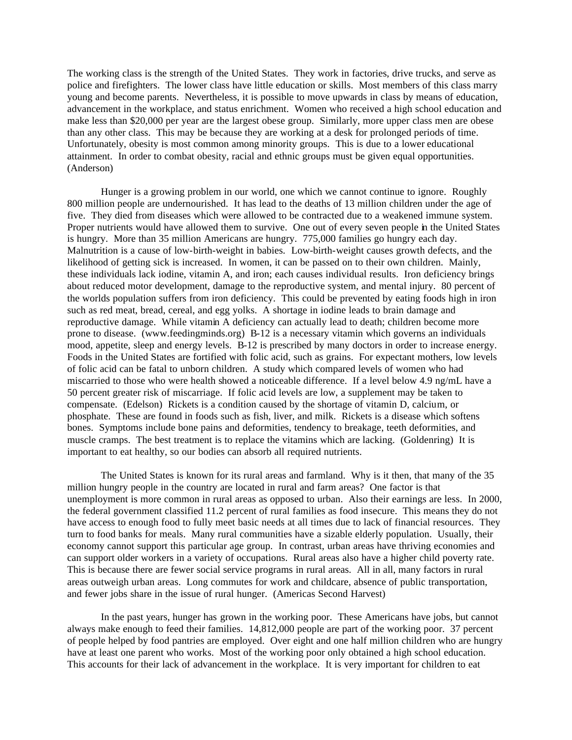The working class is the strength of the United States. They work in factories, drive trucks, and serve as police and firefighters. The lower class have little education or skills. Most members of this class marry young and become parents. Nevertheless, it is possible to move upwards in class by means of education, advancement in the workplace, and status enrichment. Women who received a high school education and make less than $20,000 per year are the largest obese group. Similarly, more upper class men are obese than any other class. This may be because they are working at a desk for prolonged periods of time. Unfortunately, obesity is most common among minority groups. This is due to a lower educational attainment. In order to combat obesity, racial and ethnic groups must be given equal opportunities. (Anderson)

Hunger is a growing problem in our world, one which we cannot continue to ignore. Roughly 800 million people are undernourished. It has lead to the deaths of 13 million children under the age of five. They died from diseases which were allowed to be contracted due to a weakened immune system. Proper nutrients would have allowed them to survive. One out of every seven people in the United States is hungry. More than 35 million Americans are hungry. 775,000 families go hungry each day. Malnutrition is a cause of low-birth-weight in babies. Low-birth-weight causes growth defects, and the likelihood of getting sick is increased. In women, it can be passed on to their own children. Mainly, these individuals lack iodine, vitamin A, and iron; each causes individual results. Iron deficiency brings about reduced motor development, damage to the reproductive system, and mental injury. 80 percent of the worlds population suffers from iron deficiency. This could be prevented by eating foods high in iron such as red meat, bread, cereal, and egg yolks. A shortage in iodine leads to brain damage and reproductive damage. While vitamin A deficiency can actually lead to death; children become more prone to disease. (www.feedingminds.org) B-12 is a necessary vitamin which governs an individuals mood, appetite, sleep and energy levels. B-12 is prescribed by many doctors in order to increase energy. Foods in the United States are fortified with folic acid, such as grains. For expectant mothers, low levels of folic acid can be fatal to unborn children. A study which compared levels of women who had miscarried to those who were health showed a noticeable difference. If a level below 4.9 ng/mL have a 50 percent greater risk of miscarriage. If folic acid levels are low, a supplement may be taken to compensate. (Edelson) Rickets is a condition caused by the shortage of vitamin D, calcium, or phosphate. These are found in foods such as fish, liver, and milk. Rickets is a disease which softens bones. Symptoms include bone pains and deformities, tendency to breakage, teeth deformities, and muscle cramps. The best treatment is to replace the vitamins which are lacking. (Goldenring) It is important to eat healthy, so our bodies can absorb all required nutrients.

The United States is known for its rural areas and farmland. Why is it then, that many of the 35 million hungry people in the country are located in rural and farm areas? One factor is that unemployment is more common in rural areas as opposed to urban. Also their earnings are less. In 2000, the federal government classified 11.2 percent of rural families as food insecure. This means they do not have access to enough food to fully meet basic needs at all times due to lack of financial resources. They turn to food banks for meals. Many rural communities have a sizable elderly population. Usually, their economy cannot support this particular age group. In contrast, urban areas have thriving economies and can support older workers in a variety of occupations. Rural areas also have a higher child poverty rate. This is because there are fewer social service programs in rural areas. All in all, many factors in rural areas outweigh urban areas. Long commutes for work and childcare, absence of public transportation, and fewer jobs share in the issue of rural hunger. (Americas Second Harvest)

In the past years, hunger has grown in the working poor. These Americans have jobs, but cannot always make enough to feed their families. 14,812,000 people are part of the working poor. 37 percent of people helped by food pantries are employed. Over eight and one half million children who are hungry have at least one parent who works. Most of the working poor only obtained a high school education. This accounts for their lack of advancement in the workplace. It is very important for children to eat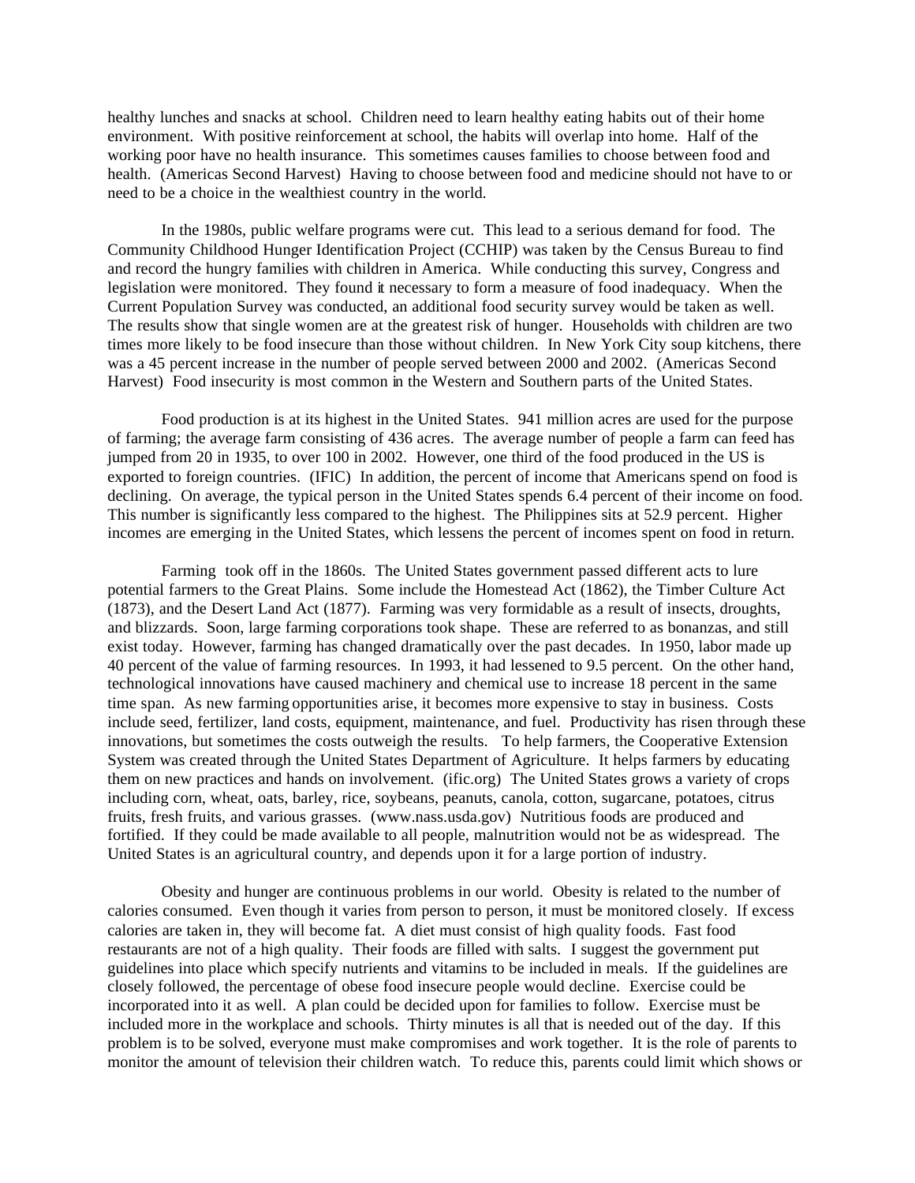healthy lunches and snacks at school. Children need to learn healthy eating habits out of their home environment. With positive reinforcement at school, the habits will overlap into home. Half of the working poor have no health insurance. This sometimes causes families to choose between food and health. (Americas Second Harvest) Having to choose between food and medicine should not have to or need to be a choice in the wealthiest country in the world.

In the 1980s, public welfare programs were cut. This lead to a serious demand for food. The Community Childhood Hunger Identification Project (CCHIP) was taken by the Census Bureau to find and record the hungry families with children in America. While conducting this survey, Congress and legislation were monitored. They found it necessary to form a measure of food inadequacy. When the Current Population Survey was conducted, an additional food security survey would be taken as well. The results show that single women are at the greatest risk of hunger. Households with children are two times more likely to be food insecure than those without children. In New York City soup kitchens, there was a 45 percent increase in the number of people served between 2000 and 2002. (Americas Second Harvest) Food insecurity is most common in the Western and Southern parts of the United States.

Food production is at its highest in the United States. 941 million acres are used for the purpose of farming; the average farm consisting of 436 acres. The average number of people a farm can feed has jumped from 20 in 1935, to over 100 in 2002. However, one third of the food produced in the US is exported to foreign countries. (IFIC) In addition, the percent of income that Americans spend on food is declining. On average, the typical person in the United States spends 6.4 percent of their income on food. This number is significantly less compared to the highest. The Philippines sits at 52.9 percent. Higher incomes are emerging in the United States, which lessens the percent of incomes spent on food in return.

Farming took off in the 1860s. The United States government passed different acts to lure potential farmers to the Great Plains. Some include the Homestead Act (1862), the Timber Culture Act (1873), and the Desert Land Act (1877). Farming was very formidable as a result of insects, droughts, and blizzards. Soon, large farming corporations took shape. These are referred to as bonanzas, and still exist today. However, farming has changed dramatically over the past decades. In 1950, labor made up 40 percent of the value of farming resources. In 1993, it had lessened to 9.5 percent. On the other hand, technological innovations have caused machinery and chemical use to increase 18 percent in the same time span. As new farming opportunities arise, it becomes more expensive to stay in business. Costs include seed, fertilizer, land costs, equipment, maintenance, and fuel. Productivity has risen through these innovations, but sometimes the costs outweigh the results. To help farmers, the Cooperative Extension System was created through the United States Department of Agriculture. It helps farmers by educating them on new practices and hands on involvement. (ific.org) The United States grows a variety of crops including corn, wheat, oats, barley, rice, soybeans, peanuts, canola, cotton, sugarcane, potatoes, citrus fruits, fresh fruits, and various grasses. (www.nass.usda.gov) Nutritious foods are produced and fortified. If they could be made available to all people, malnutrition would not be as widespread. The United States is an agricultural country, and depends upon it for a large portion of industry.

Obesity and hunger are continuous problems in our world. Obesity is related to the number of calories consumed. Even though it varies from person to person, it must be monitored closely. If excess calories are taken in, they will become fat. A diet must consist of high quality foods. Fast food restaurants are not of a high quality. Their foods are filled with salts. I suggest the government put guidelines into place which specify nutrients and vitamins to be included in meals. If the guidelines are closely followed, the percentage of obese food insecure people would decline. Exercise could be incorporated into it as well. A plan could be decided upon for families to follow. Exercise must be included more in the workplace and schools. Thirty minutes is all that is needed out of the day. If this problem is to be solved, everyone must make compromises and work together. It is the role of parents to monitor the amount of television their children watch. To reduce this, parents could limit which shows or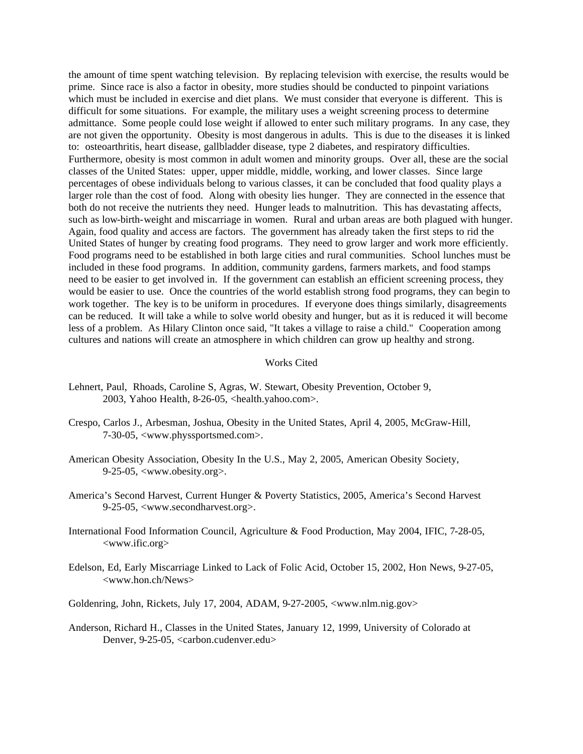the amount of time spent watching television. By replacing television with exercise, the results would be prime. Since race is also a factor in obesity, more studies should be conducted to pinpoint variations which must be included in exercise and diet plans. We must consider that everyone is different. This is difficult for some situations. For example, the military uses a weight screening process to determine admittance. Some people could lose weight if allowed to enter such military programs. In any case, they are not given the opportunity. Obesity is most dangerous in adults. This is due to the diseases it is linked to: osteoarthritis, heart disease, gallbladder disease, type 2 diabetes, and respiratory difficulties. Furthermore, obesity is most common in adult women and minority groups. Over all, these are the social classes of the United States: upper, upper middle, middle, working, and lower classes. Since large percentages of obese individuals belong to various classes, it can be concluded that food quality plays a larger role than the cost of food. Along with obesity lies hunger. They are connected in the essence that both do not receive the nutrients they need. Hunger leads to malnutrition. This has devastating affects, such as low-birth-weight and miscarriage in women. Rural and urban areas are both plagued with hunger. Again, food quality and access are factors. The government has already taken the first steps to rid the United States of hunger by creating food programs. They need to grow larger and work more efficiently. Food programs need to be established in both large cities and rural communities. School lunches must be included in these food programs. In addition, community gardens, farmers markets, and food stamps need to be easier to get involved in. If the government can establish an efficient screening process, they would be easier to use. Once the countries of the world establish strong food programs, they can begin to work together. The key is to be uniform in procedures. If everyone does things similarly, disagreements can be reduced. It will take a while to solve world obesity and hunger, but as it is reduced it will become less of a problem. As Hilary Clinton once said, "It takes a village to raise a child." Cooperation among cultures and nations will create an atmosphere in which children can grow up healthy and strong.

## Works Cited

Lehnert, Paul, Rhoads, Caroline S, Agras, W. Stewart, Obesity Prevention, October 9, 2003, Yahoo Health, 8-26-05, <health.yahoo.com>.

Crespo, Carlos J., Arbesman, Joshua, Obesity in the United States, April 4, 2005, McGraw-Hill, 7-30-05, <www.physsportsmed.com>.

American Obesity Association, Obesity In the U.S., May 2, 2005, American Obesity Society, 9-25-05, <www.obesity.org>.

America's Second Harvest, Current Hunger & Poverty Statistics, 2005, America's Second Harvest 9-25-05, <www.secondharvest.org>.

International Food Information Council, Agriculture & Food Production, May 2004, IFIC, 7-28-05, <www.ific.org>

Edelson, Ed, Early Miscarriage Linked to Lack of Folic Acid, October 15, 2002, Hon News, 9-27-05, <www.hon.ch/News>

Goldenring, John, Rickets, July 17, 2004, ADAM, 9-27-2005, <www.nlm.nig.gov>

Anderson, Richard H., Classes in the United States, January 12, 1999, University of Colorado at Denver, 9-25-05, <carbon.cudenver.edu>